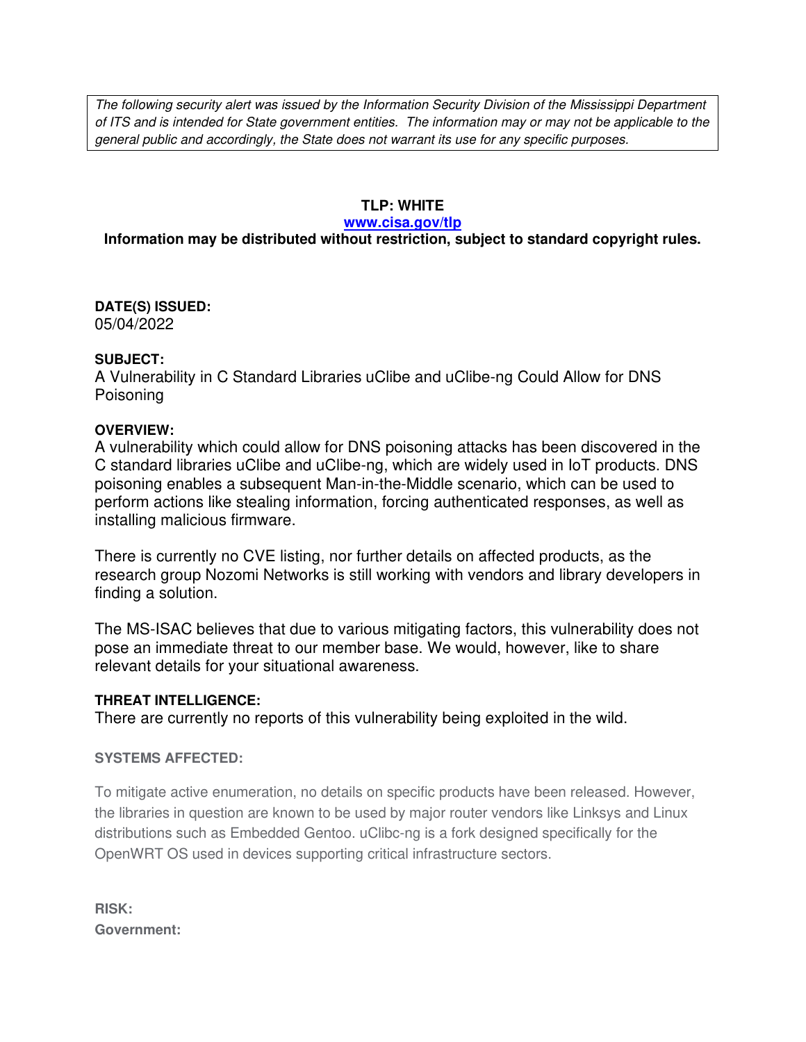*The following security alert was issued by the Information Security Division of the Mississippi Department of ITS and is intended for State government entities. The information may or may not be applicable to the general public and accordingly, the State does not warrant its use for any specific purposes.*

**TLP: WHITE**

**www.cisa.gov/tlp**

**Information may be distributed without restriction, subject to standard copyright rules.**

**DATE(S) ISSUED:**

05/04/2022

**SUBJECT:**

A Vulnerability in C Standard Libraries uClibe and uClibe-ng Could Allow for DNS Poisoning

**OVERVIEW:**

A vulnerability which could allow for DNS poisoning attacks has been discovered in the C standard libraries uClibe and uClibe-ng, which are widely used in IoT products. DNS poisoning enables a subsequent Man-in-the-Middle scenario, which can be used to perform actions like stealing information, forcing authenticated responses, as well as installing malicious firmware.

There is currently no CVE listing, nor further details on affected products, as the research group Nozomi Networks is still working with vendors and library developers in finding a solution.

The MS-ISAC believes that due to various mitigating factors, this vulnerability does not pose an immediate threat to our member base. We would, however, like to share relevant details for your situational awareness.

**THREAT INTELLIGENCE:**

There are currently no reports of this vulnerability being exploited in the wild.

**SYSTEMS AFFECTED:**

To mitigate active enumeration, no details on specific products have been released. However, the libraries in question are known to be used by major router vendors like Linksys and Linux distributions such as Embedded Gentoo. uClibc-ng is a fork designed specifically for the OpenWRT OS used in devices supporting critical infrastructure sectors.

**RISK:**

**Government:**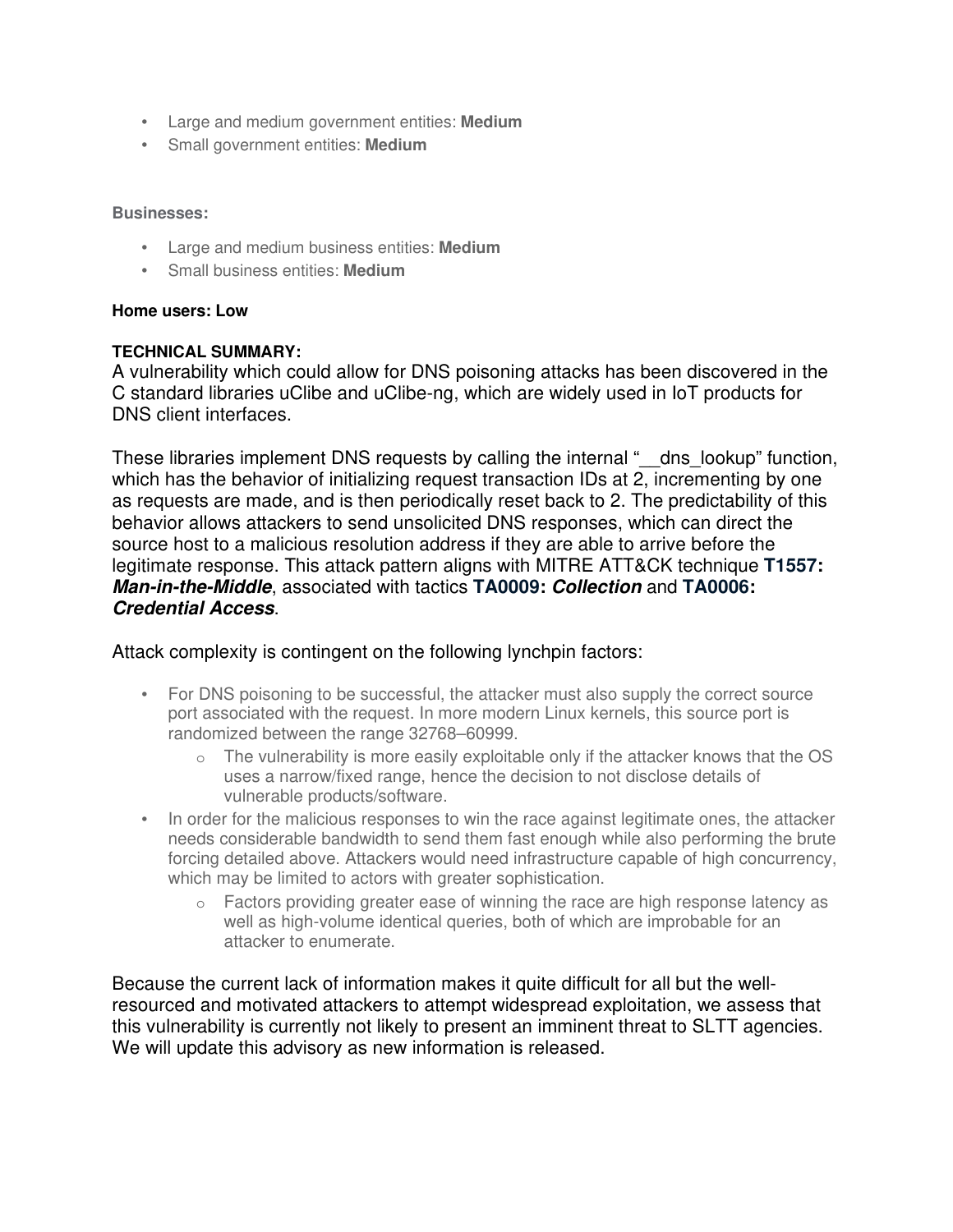- Large and medium government entities: **Medium**
- Small government entities: **Medium**

**Businesses:**

- Large and medium business entities: **Medium**
- Small business entities: **Medium**

**Home users: Low**

**TECHNICAL SUMMARY:**

A vulnerability which could allow for DNS poisoning attacks has been discovered in the C standard libraries uClibe and uClibe-ng, which are widely used in IoT products for DNS client interfaces.

These libraries implement DNS requests by calling the internal "__dns_lookup" function, which has the behavior of initializing request transaction IDs at 2, incrementing by one as requests are made, and is then periodically reset back to 2. The predictability of this behavior allows attackers to send unsolicited DNS responses, which can direct the source host to a malicious resolution address if they are able to arrive before the legitimate response. This attack pattern aligns with MITRE ATT&CK technique **T1557: *Man-in-the-Middle***, associated with tactics **TA0009: *Collection*** and **TA0006: *Credential Access***.

Attack complexity is contingent on the following lynchpin factors:

- For DNS poisoning to be successful, the attacker must also supply the correct source port associated with the request. In more modern Linux kernels, this source port is randomized between the range 32768–60999.
  - The vulnerability is more easily exploitable only if the attacker knows that the OS uses a narrow/fixed range, hence the decision to not disclose details of vulnerable products/software.
- In order for the malicious responses to win the race against legitimate ones, the attacker needs considerable bandwidth to send them fast enough while also performing the brute forcing detailed above. Attackers would need infrastructure capable of high concurrency, which may be limited to actors with greater sophistication.
  - Factors providing greater ease of winning the race are high response latency as well as high-volume identical queries, both of which are improbable for an attacker to enumerate.

Because the current lack of information makes it quite difficult for all but the well-resourced and motivated attackers to attempt widespread exploitation, we assess that this vulnerability is currently not likely to present an imminent threat to SLTT agencies. We will update this advisory as new information is released.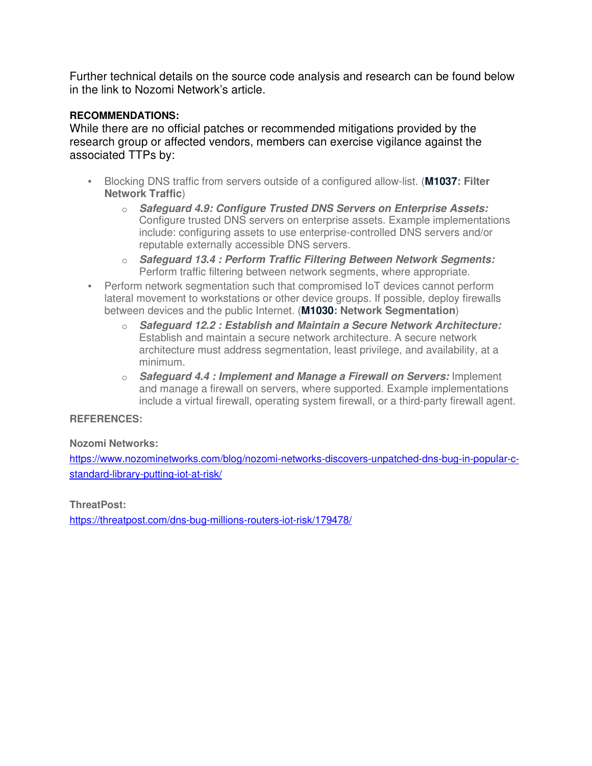Further technical details on the source code analysis and research can be found below in the link to Nozomi Network's article.

**RECOMMENDATIONS:**

While there are no official patches or recommended mitigations provided by the research group or affected vendors, members can exercise vigilance against the associated TTPs by:

- Blocking DNS traffic from servers outside of a configured allow-list. (**M1037: Filter Network Traffic**)
  - ***Safeguard 4.9: Configure Trusted DNS Servers on Enterprise Assets:*** Configure trusted DNS servers on enterprise assets. Example implementations include: configuring assets to use enterprise-controlled DNS servers and/or reputable externally accessible DNS servers.
  - ***Safeguard 13.4 : Perform Traffic Filtering Between Network Segments:*** Perform traffic filtering between network segments, where appropriate.
- Perform network segmentation such that compromised IoT devices cannot perform lateral movement to workstations or other device groups. If possible, deploy firewalls between devices and the public Internet. (**M1030: Network Segmentation**)
  - ***Safeguard 12.2 : Establish and Maintain a Secure Network Architecture:*** Establish and maintain a secure network architecture. A secure network architecture must address segmentation, least privilege, and availability, at a minimum.
  - ***Safeguard 4.4 : Implement and Manage a Firewall on Servers:*** Implement and manage a firewall on servers, where supported. Example implementations include a virtual firewall, operating system firewall, or a third-party firewall agent.

**REFERENCES:**

**Nozomi Networks:**

https://www.nozominetworks.com/blog/nozomi-networks-discovers-unpatched-dns-bug-in-popular-c-standard-library-putting-iot-at-risk/

**ThreatPost:**

https://threatpost.com/dns-bug-millions-routers-iot-risk/179478/